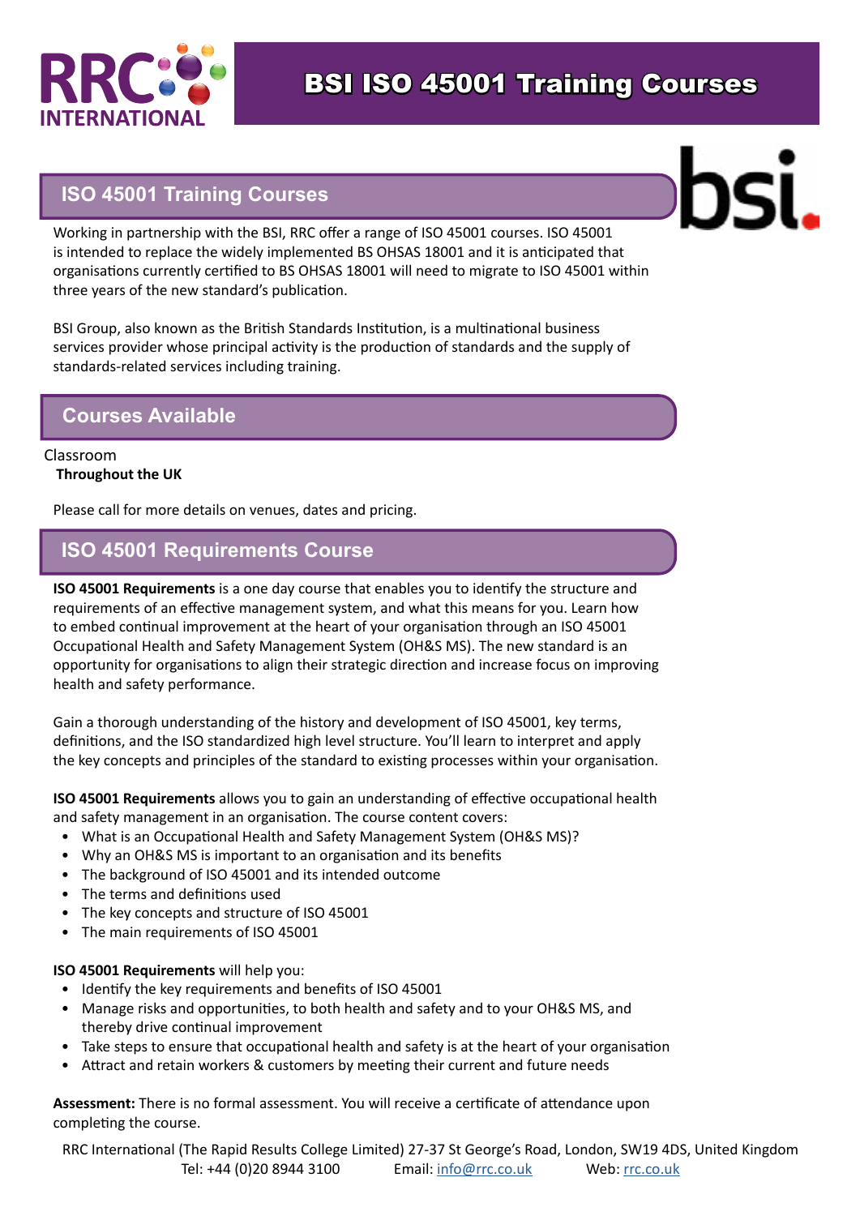# BSI ISO 45001 Training Courses

## ISO 45001 Training Courses

Working in partnership with the BSI, RRC offer a range of ISO 45001 courses. ISO 45001 is intended to replace the widely implemented BS OHSAS 18001 and it is anticipated that organisations currently certified to BS OHSAS 18001 will need to migrate to ISO 45001 within three years of the new standard's publication.

BSI Group, also known as the British Standards Institution, is a multinational business services provider whose principal activity is the production of standards and the supply of standards-related services including training.

## Courses Available

Classroom
**Throughout the UK**

Please call for more details on venues, dates and pricing.

## ISO 45001 Requirements Course

**ISO 45001 Requirements** is a one day course that enables you to identify the structure and requirements of an effective management system, and what this means for you. Learn how to embed continual improvement at the heart of your organisation through an ISO 45001 Occupational Health and Safety Management System (OH&S MS). The new standard is an opportunity for organisations to align their strategic direction and increase focus on improving health and safety performance.

Gain a thorough understanding of the history and development of ISO 45001, key terms, definitions, and the ISO standardized high level structure. You'll learn to interpret and apply the key concepts and principles of the standard to existing processes within your organisation.

**ISO 45001 Requirements** allows you to gain an understanding of effective occupational health and safety management in an organisation. The course content covers:

- What is an Occupational Health and Safety Management System (OH&S MS)?
- Why an OH&S MS is important to an organisation and its benefits
- The background of ISO 45001 and its intended outcome
- The terms and definitions used
- The key concepts and structure of ISO 45001
- The main requirements of ISO 45001

**ISO 45001 Requirements** will help you:

- Identify the key requirements and benefits of ISO 45001
- Manage risks and opportunities, to both health and safety and to your OH&S MS, and thereby drive continual improvement
- Take steps to ensure that occupational health and safety is at the heart of your organisation
- Attract and retain workers & customers by meeting their current and future needs

**Assessment:** There is no formal assessment. You will receive a certificate of attendance upon completing the course.

RRC International (The Rapid Results College Limited) 27-37 St George's Road, London, SW19 4DS, United Kingdom
Tel: +44 (0)20 8944 3100 Email: info@rrc.co.uk Web: rrc.co.uk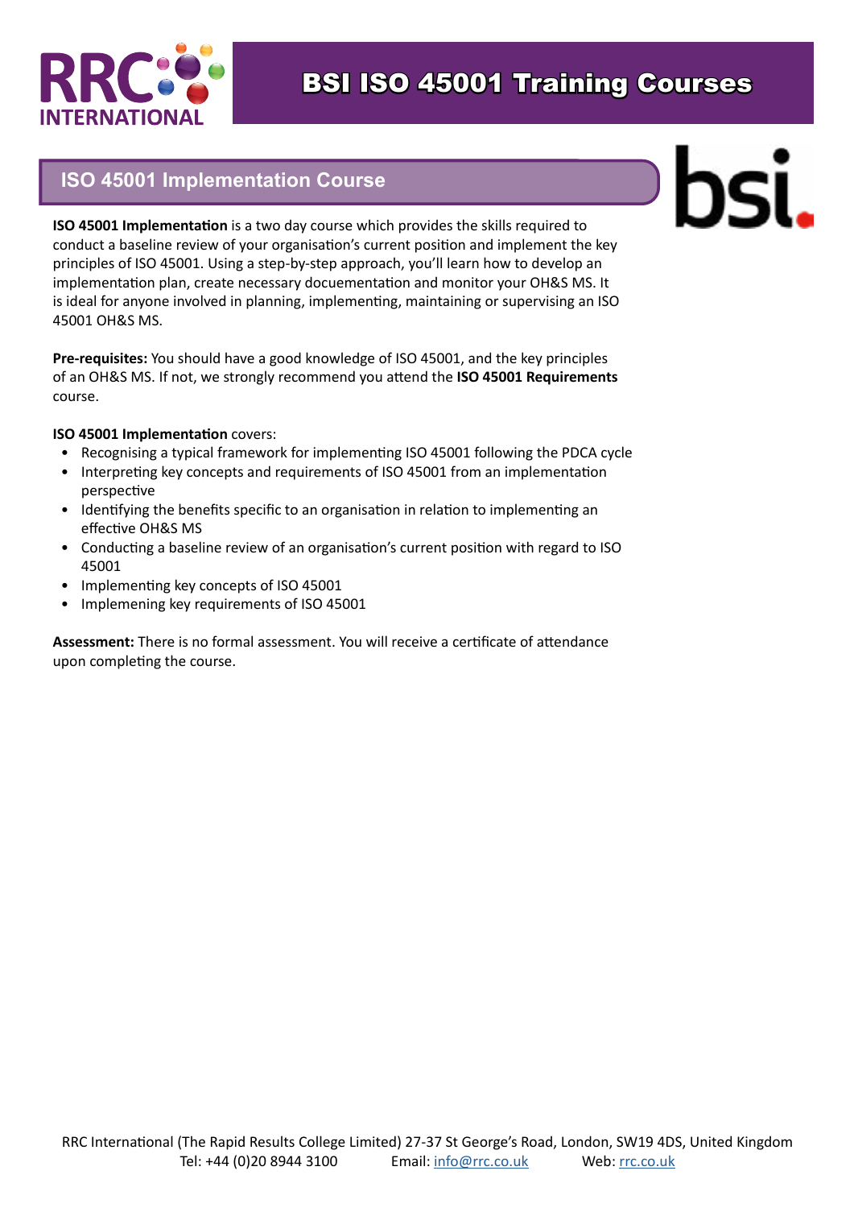# BSI ISO 45001 Training Courses

## ISO 45001 Implementation Course

**ISO 45001 Implementation** is a two day course which provides the skills required to conduct a baseline review of your organisation's current position and implement the key principles of ISO 45001. Using a step-by-step approach, you'll learn how to develop an implementation plan, create necessary docuementation and monitor your OH&S MS. It is ideal for anyone involved in planning, implementing, maintaining or supervising an ISO 45001 OH&S MS.

**Pre-requisites:** You should have a good knowledge of ISO 45001, and the key principles of an OH&S MS. If not, we strongly recommend you attend the **ISO 45001 Requirements** course.

**ISO 45001 Implementation** covers:

- Recognising a typical framework for implementing ISO 45001 following the PDCA cycle
- Interpreting key concepts and requirements of ISO 45001 from an implementation perspective
- Identifying the benefits specific to an organisation in relation to implementing an effective OH&S MS
- Conducting a baseline review of an organisation's current position with regard to ISO 45001
- Implementing key concepts of ISO 45001
- Implemening key requirements of ISO 45001

**Assessment:** There is no formal assessment. You will receive a certificate of attendance upon completing the course.

RRC International (The Rapid Results College Limited) 27-37 St George's Road, London, SW19 4DS, United Kingdom
Tel: +44 (0)20 8944 3100 Email: info@rrc.co.uk Web: rrc.co.uk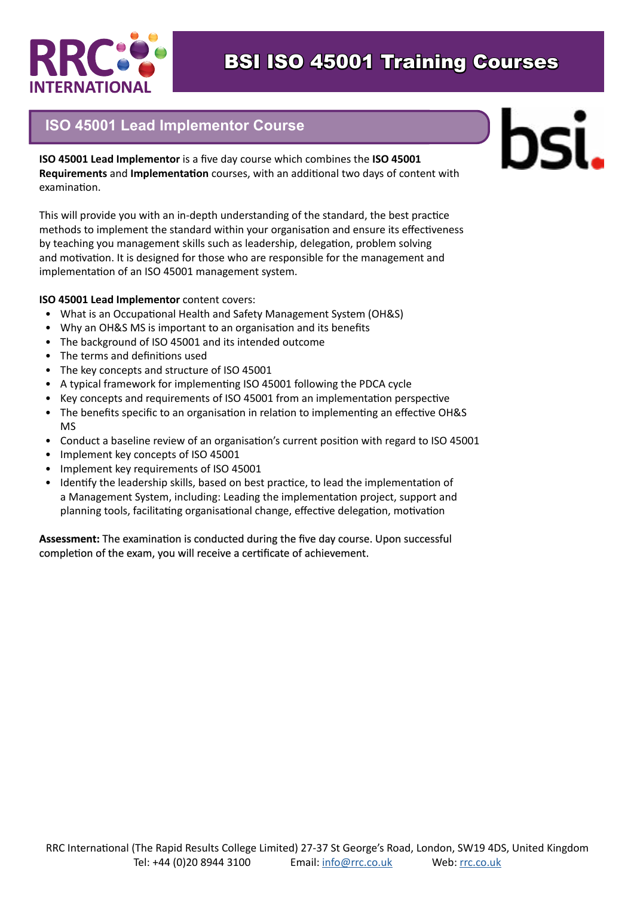# BSI ISO 45001 Training Courses

## ISO 45001 Lead Implementor Course

**ISO 45001 Lead Implementor** is a five day course which combines the **ISO 45001 Requirements** and **Implementation** courses, with an additional two days of content with examination.

This will provide you with an in-depth understanding of the standard, the best practice methods to implement the standard within your organisation and ensure its effectiveness by teaching you management skills such as leadership, delegation, problem solving and motivation. It is designed for those who are responsible for the management and implementation of an ISO 45001 management system.

**ISO 45001 Lead Implementor** content covers:

- What is an Occupational Health and Safety Management System (OH&S)
- Why an OH&S MS is important to an organisation and its benefits
- The background of ISO 45001 and its intended outcome
- The terms and definitions used
- The key concepts and structure of ISO 45001
- A typical framework for implementing ISO 45001 following the PDCA cycle
- Key concepts and requirements of ISO 45001 from an implementation perspective
- The benefits specific to an organisation in relation to implementing an effective OH&S MS
- Conduct a baseline review of an organisation's current position with regard to ISO 45001
- Implement key concepts of ISO 45001
- Implement key requirements of ISO 45001
- Identify the leadership skills, based on best practice, to lead the implementation of a Management System, including: Leading the implementation project, support and planning tools, facilitating organisational change, effective delegation, motivation

**Assessment:** The examination is conducted during the five day course. Upon successful completion of the exam, you will receive a certificate of achievement.

RRC International (The Rapid Results College Limited) 27-37 St George's Road, London, SW19 4DS, United Kingdom
Tel: +44 (0)20 8944 3100 Email: info@rrc.co.uk Web: rrc.co.uk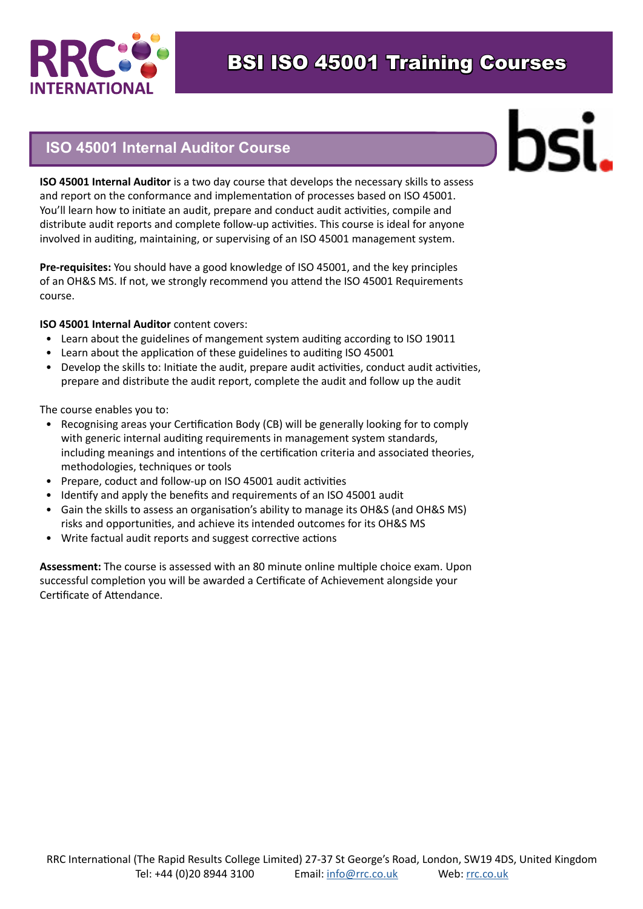# BSI ISO 45001 Training Courses

## ISO 45001 Internal Auditor Course

**ISO 45001 Internal Auditor** is a two day course that develops the necessary skills to assess and report on the conformance and implementation of processes based on ISO 45001. You'll learn how to initiate an audit, prepare and conduct audit activities, compile and distribute audit reports and complete follow-up activities. This course is ideal for anyone involved in auditing, maintaining, or supervising of an ISO 45001 management system.

**Pre-requisites:** You should have a good knowledge of ISO 45001, and the key principles of an OH&S MS. If not, we strongly recommend you attend the ISO 45001 Requirements course.

**ISO 45001 Internal Auditor** content covers:

- Learn about the guidelines of mangement system auditing according to ISO 19011
- Learn about the application of these guidelines to auditing ISO 45001
- Develop the skills to: Initiate the audit, prepare audit activities, conduct audit activities, prepare and distribute the audit report, complete the audit and follow up the audit

The course enables you to:

- Recognising areas your Certification Body (CB) will be generally looking for to comply with generic internal auditing requirements in management system standards, including meanings and intentions of the certification criteria and associated theories, methodologies, techniques or tools
- Prepare, coduct and follow-up on ISO 45001 audit activities
- Identify and apply the benefits and requirements of an ISO 45001 audit
- Gain the skills to assess an organisation's ability to manage its OH&S (and OH&S MS) risks and opportunities, and achieve its intended outcomes for its OH&S MS
- Write factual audit reports and suggest corrective actions

**Assessment:** The course is assessed with an 80 minute online multiple choice exam. Upon successful completion you will be awarded a Certificate of Achievement alongside your Certificate of Attendance.

RRC International (The Rapid Results College Limited) 27-37 St George's Road, London, SW19 4DS, United Kingdom
Tel: +44 (0)20 8944 3100 Email: info@rrc.co.uk Web: rrc.co.uk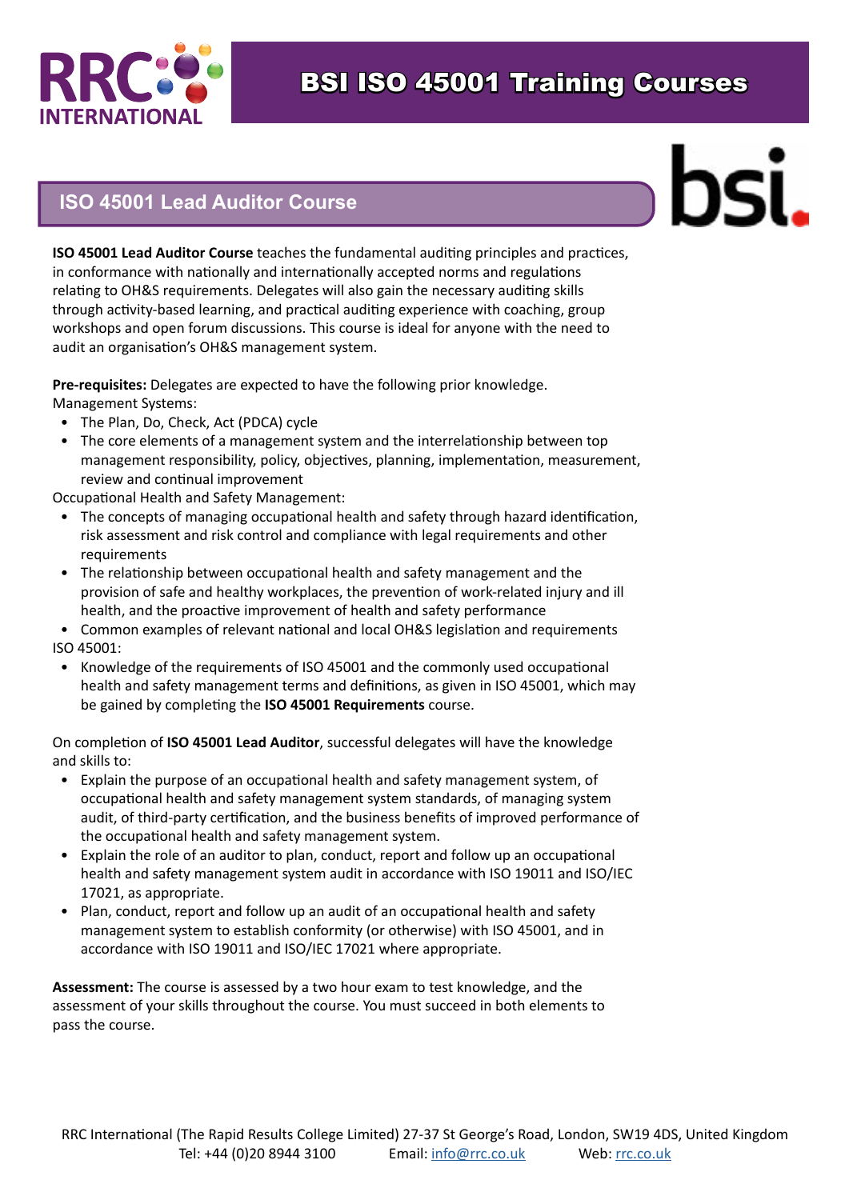# BSI ISO 45001 Training Courses

## ISO 45001 Lead Auditor Course

**ISO 45001 Lead Auditor Course** teaches the fundamental auditing principles and practices, in conformance with nationally and internationally accepted norms and regulations relating to OH&S requirements. Delegates will also gain the necessary auditing skills through activity-based learning, and practical auditing experience with coaching, group workshops and open forum discussions. This course is ideal for anyone with the need to audit an organisation's OH&S management system.

**Pre-requisites:** Delegates are expected to have the following prior knowledge.
Management Systems:

- The Plan, Do, Check, Act (PDCA) cycle
- The core elements of a management system and the interrelationship between top management responsibility, policy, objectives, planning, implementation, measurement, review and continual improvement

Occupational Health and Safety Management:

- The concepts of managing occupational health and safety through hazard identification, risk assessment and risk control and compliance with legal requirements and other requirements
- The relationship between occupational health and safety management and the provision of safe and healthy workplaces, the prevention of work-related injury and ill health, and the proactive improvement of health and safety performance
- Common examples of relevant national and local OH&S legislation and requirements

ISO 45001:

- Knowledge of the requirements of ISO 45001 and the commonly used occupational health and safety management terms and definitions, as given in ISO 45001, which may be gained by completing the **ISO 45001 Requirements** course.

On completion of **ISO 45001 Lead Auditor**, successful delegates will have the knowledge and skills to:

- Explain the purpose of an occupational health and safety management system, of occupational health and safety management system standards, of managing system audit, of third-party certification, and the business benefits of improved performance of the occupational health and safety management system.
- Explain the role of an auditor to plan, conduct, report and follow up an occupational health and safety management system audit in accordance with ISO 19011 and ISO/IEC 17021, as appropriate.
- Plan, conduct, report and follow up an audit of an occupational health and safety management system to establish conformity (or otherwise) with ISO 45001, and in accordance with ISO 19011 and ISO/IEC 17021 where appropriate.

**Assessment:** The course is assessed by a two hour exam to test knowledge, and the assessment of your skills throughout the course. You must succeed in both elements to pass the course.

RRC International (The Rapid Results College Limited) 27-37 St George's Road, London, SW19 4DS, United Kingdom
Tel: +44 (0)20 8944 3100 Email: info@rrc.co.uk Web: rrc.co.uk